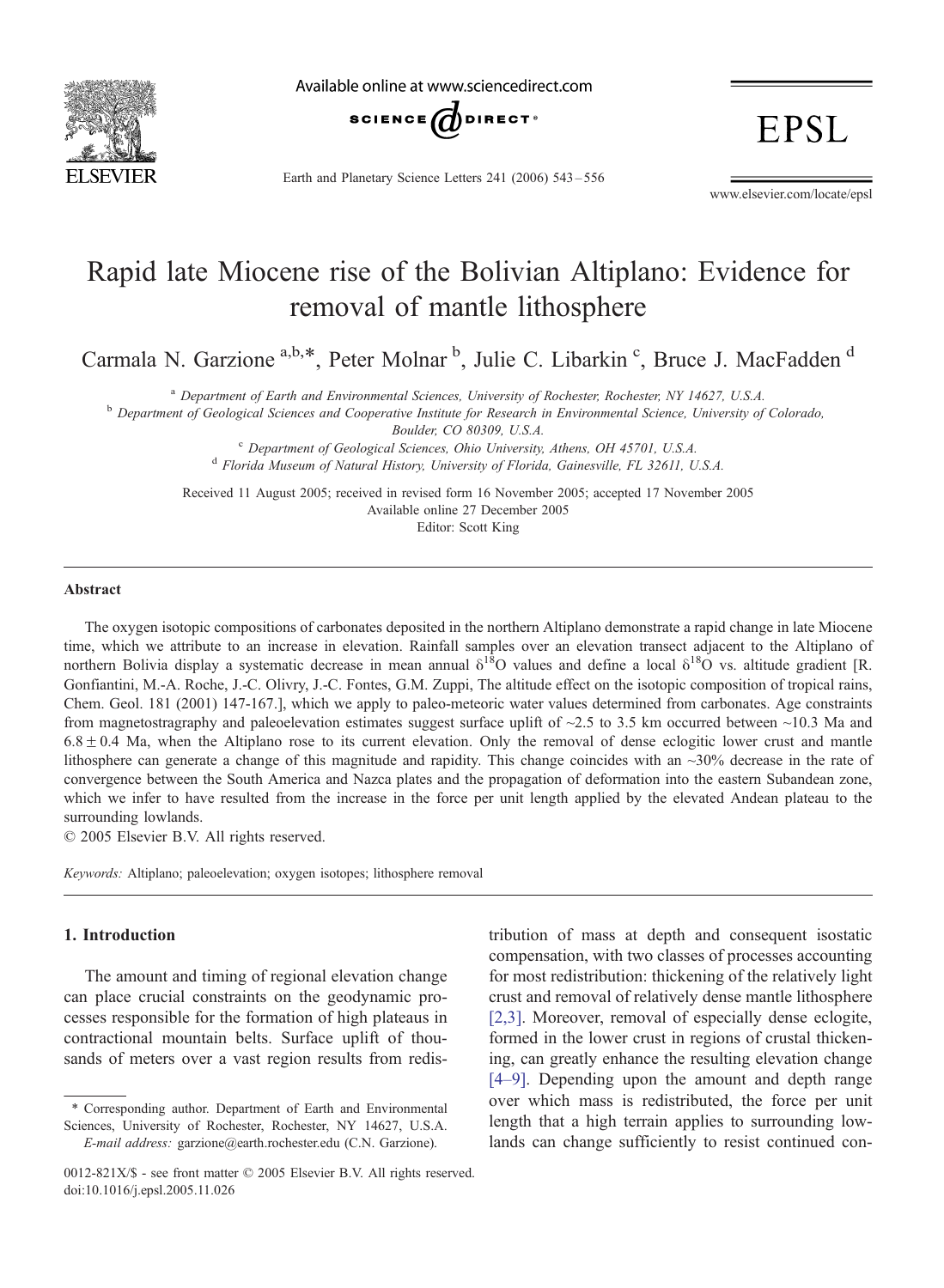# Rapid late Miocene rise of the Bolivian Altiplano: Evidence for removal of mantle lithosphere

Carmala N. Garzione [a,b,*], Peter Molnar [b], Julie C. Libarkin [c], Bruce J. MacFadden [d]

[a] Department of Earth and Environmental Sciences, University of Rochester, Rochester, NY 14627, U.S.A.
[b] Department of Geological Sciences and Cooperative Institute for Research in Environmental Science, University of Colorado, Boulder, CO 80309, U.S.A.
[c] Department of Geological Sciences, Ohio University, Athens, OH 45701, U.S.A.
[d] Florida Museum of Natural History, University of Florida, Gainesville, FL 32611, U.S.A.

Received 11 August 2005; received in revised form 16 November 2005; accepted 17 November 2005
Available online 27 December 2005
Editor: Scott King

## Abstract

The oxygen isotopic compositions of carbonates deposited in the northern Altiplano demonstrate a rapid change in late Miocene time, which we attribute to an increase in elevation. Rainfall samples over an elevation transect adjacent to the Altiplano of northern Bolivia display a systematic decrease in mean annual $\delta^{18}O$ values and define a local $\delta^{18}O$ vs. altitude gradient [R. Gonfiantini, M.-A. Roche, J.-C. Olivry, J.-C. Fontes, G.M. Zuppi, The altitude effect on the isotopic composition of tropical rains, Chem. Geol. 181 (2001) 147-167.], which we apply to paleo-meteoric water values determined from carbonates. Age constraints from magnetostragraphy and paleoelevation estimates suggest surface uplift of ~2.5 to 3.5 km occurred between ~10.3 Ma and $6.8 \pm 0.4$ Ma, when the Altiplano rose to its current elevation. Only the removal of dense eclogitic lower crust and mantle lithosphere can generate a change of this magnitude and rapidity. This change coincides with an ~30% decrease in the rate of convergence between the South America and Nazca plates and the propagation of deformation into the eastern Subandean zone, which we infer to have resulted from the increase in the force per unit length applied by the elevated Andean plateau to the surrounding lowlands.

© 2005 Elsevier B.V. All rights reserved.

*Keywords:* Altiplano; paleoelevation; oxygen isotopes; lithosphere removal

## 1. Introduction

The amount and timing of regional elevation change can place crucial constraints on the geodynamic processes responsible for the formation of high plateaus in contractional mountain belts. Surface uplift of thousands of meters over a vast region results from redistribution of mass at depth and consequent isostatic compensation, with two classes of processes accounting for most redistribution: thickening of the relatively light crust and removal of relatively dense mantle lithosphere [2,3]. Moreover, removal of especially dense eclogite, formed in the lower crust in regions of crustal thickening, can greatly enhance the resulting elevation change [4–9]. Depending upon the amount and depth range over which mass is redistributed, the force per unit length that a high terrain applies to surrounding lowlands can change sufficiently to resist continued con-

\* Corresponding author. Department of Earth and Environmental Sciences, University of Rochester, Rochester, NY 14627, U.S.A.
*E-mail address:* garzione@earth.rochester.edu (C.N. Garzione).

0012-821X/$ - see front matter © 2005 Elsevier B.V. All rights reserved.
doi:10.1016/j.epsl.2005.11.026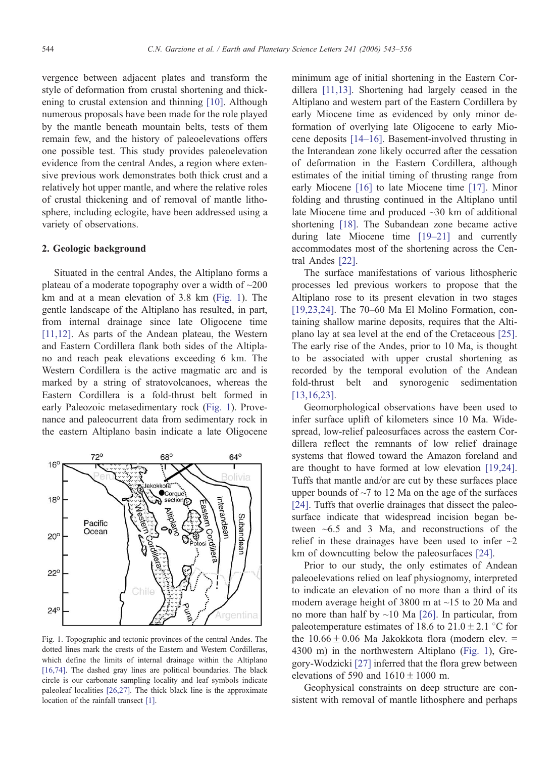vergence between adjacent plates and transform the style of deformation from crustal shortening and thickening to crustal extension and thinning [10]. Although numerous proposals have been made for the role played by the mantle beneath mountain belts, tests of them remain few, and the history of paleoelevations offers one possible test. This study provides paleoelevation evidence from the central Andes, a region where extensive previous work demonstrates both thick crust and a relatively hot upper mantle, and where the relative roles of crustal thickening and of removal of mantle lithosphere, including eclogite, have been addressed using a variety of observations.

## 2. Geologic background

Situated in the central Andes, the Altiplano forms a plateau of a moderate topography over a width of ~200 km and at a mean elevation of 3.8 km (Fig. 1). The gentle landscape of the Altiplano has resulted, in part, from internal drainage since late Oligocene time [11,12]. As parts of the Andean plateau, the Western and Eastern Cordillera flank both sides of the Altiplano and reach peak elevations exceeding 6 km. The Western Cordillera is the active magmatic arc and is marked by a string of stratovolcanoes, whereas the Eastern Cordillera is a fold-thrust belt formed in early Paleozoic metasedimentary rock (Fig. 1). Provenance and paleocurrent data from sedimentary rock in the eastern Altiplano basin indicate a late Oligocene minimum age of initial shortening in the Eastern Cordillera [11,13]. Shortening had largely ceased in the Altiplano and western part of the Eastern Cordillera by early Miocene time as evidenced by only minor deformation of overlying late Oligocene to early Miocene deposits [14–16]. Basement-involved thrusting in the Interandean zone likely occurred after the cessation of deformation in the Eastern Cordillera, although estimates of the initial timing of thrusting range from early Miocene [16] to late Miocene time [17]. Minor folding and thrusting continued in the Altiplano until late Miocene time and produced ~30 km of additional shortening [18]. The Subandean zone became active during late Miocene time [19–21] and currently accommodates most of the shortening across the Central Andes [22].

Fig. 1. Topographic and tectonic provinces of the central Andes. The dotted lines mark the crests of the Eastern and Western Cordilleras, which define the limits of internal drainage within the Altiplano [16,74]. The dashed gray lines are political boundaries. The black circle is our carbonate sampling locality and leaf symbols indicate paleoleaf localities [26,27]. The thick black line is the approximate location of the rainfall transect [1].

The surface manifestations of various lithospheric processes led previous workers to propose that the Altiplano rose to its present elevation in two stages [19,23,24]. The 70–60 Ma El Molino Formation, containing shallow marine deposits, requires that the Altiplano lay at sea level at the end of the Cretaceous [25]. The early rise of the Andes, prior to 10 Ma, is thought to be associated with upper crustal shortening as recorded by the temporal evolution of the Andean fold-thrust belt and synorogenic sedimentation [13,16,23].

Geomorphological observations have been used to infer surface uplift of kilometers since 10 Ma. Widespread, low-relief paleosurfaces across the eastern Cordillera reflect the remnants of low relief drainage systems that flowed toward the Amazon foreland and are thought to have formed at low elevation [19,24]. Tuffs that mantle and/or are cut by these surfaces place upper bounds of ~7 to 12 Ma on the age of the surfaces [24]. Tuffs that overlie drainages that dissect the paleosurface indicate that widespread incision began between ~6.5 and 3 Ma, and reconstructions of the relief in these drainages have been used to infer ~2 km of downcutting below the paleosurfaces [24].

Prior to our study, the only estimates of Andean paleoelevations relied on leaf physiognomy, interpreted to indicate an elevation of no more than a third of its modern average height of 3800 m at ~15 to 20 Ma and no more than half by ~10 Ma [26]. In particular, from paleotemperature estimates of $18.6$ to $21.0 \pm 2.1$ °C for the $10.66 \pm 0.06$ Ma Jakokkota flora (modern elev. = 4300 m) in the northwestern Altiplano (Fig. 1), Gregory-Wodzicki [27] inferred that the flora grew between elevations of 590 and $1610 \pm 1000$ m.

Geophysical constraints on deep structure are consistent with removal of mantle lithosphere and perhaps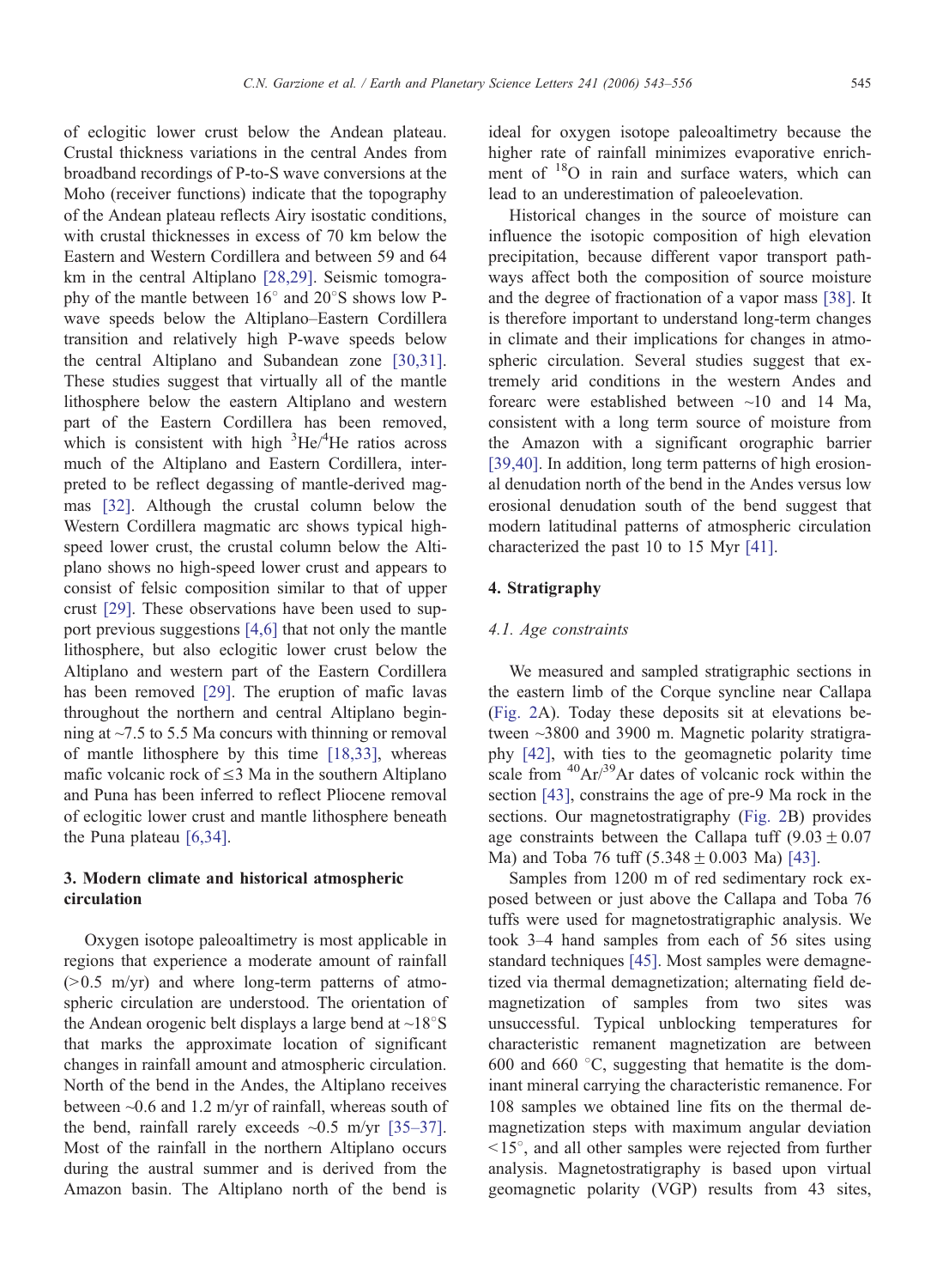of eclogitic lower crust below the Andean plateau. Crustal thickness variations in the central Andes from broadband recordings of P-to-S wave conversions at the Moho (receiver functions) indicate that the topography of the Andean plateau reflects Airy isostatic conditions, with crustal thicknesses in excess of 70 km below the Eastern and Western Cordillera and between 59 and 64 km in the central Altiplano [28,29]. Seismic tomography of the mantle between 16° and 20°S shows low P-wave speeds below the Altiplano–Eastern Cordillera transition and relatively high P-wave speeds below the central Altiplano and Subandean zone [30,31]. These studies suggest that virtually all of the mantle lithosphere below the eastern Altiplano and western part of the Eastern Cordillera has been removed, which is consistent with high $^{3}He/^{4}He$ ratios across much of the Altiplano and Eastern Cordillera, interpreted to be reflect degassing of mantle-derived magmas [32]. Although the crustal column below the Western Cordillera magmatic arc shows typical high-speed lower crust, the crustal column below the Altiplano shows no high-speed lower crust and appears to consist of felsic composition similar to that of upper crust [29]. These observations have been used to support previous suggestions [4,6] that not only the mantle lithosphere, but also eclogitic lower crust below the Altiplano and western part of the Eastern Cordillera has been removed [29]. The eruption of mafic lavas throughout the northern and central Altiplano beginning at ~7.5 to 5.5 Ma concurs with thinning or removal of mantle lithosphere by this time [18,33], whereas mafic volcanic rock of ≤3 Ma in the southern Altiplano and Puna has been inferred to reflect Pliocene removal of eclogitic lower crust and mantle lithosphere beneath the Puna plateau [6,34].

## 3. Modern climate and historical atmospheric circulation

Oxygen isotope paleoaltimetry is most applicable in regions that experience a moderate amount of rainfall (>0.5 m/yr) and where long-term patterns of atmospheric circulation are understood. The orientation of the Andean orogenic belt displays a large bend at ~18°S that marks the approximate location of significant changes in rainfall amount and atmospheric circulation. North of the bend in the Andes, the Altiplano receives between ~0.6 and 1.2 m/yr of rainfall, whereas south of the bend, rainfall rarely exceeds ~0.5 m/yr [35–37]. Most of the rainfall in the northern Altiplano occurs during the austral summer and is derived from the Amazon basin. The Altiplano north of the bend is ideal for oxygen isotope paleoaltimetry because the higher rate of rainfall minimizes evaporative enrichment of $^{18}O$ in rain and surface waters, which can lead to an underestimation of paleoelevation.

Historical changes in the source of moisture can influence the isotopic composition of high elevation precipitation, because different vapor transport pathways affect both the composition of source moisture and the degree of fractionation of a vapor mass [38]. It is therefore important to understand long-term changes in climate and their implications for changes in atmospheric circulation. Several studies suggest that extremely arid conditions in the western Andes and forearc were established between ~10 and 14 Ma, consistent with a long term source of moisture from the Amazon with a significant orographic barrier [39,40]. In addition, long term patterns of high erosional denudation north of the bend in the Andes versus low erosional denudation south of the bend suggest that modern latitudinal patterns of atmospheric circulation characterized the past 10 to 15 Myr [41].

## 4. Stratigraphy

### 4.1. Age constraints

We measured and sampled stratigraphic sections in the eastern limb of the Corque syncline near Callapa (Fig. 2A). Today these deposits sit at elevations between ~3800 and 3900 m. Magnetic polarity stratigraphy [42], with ties to the geomagnetic polarity time scale from $^{40}Ar/^{39}Ar$ dates of volcanic rock within the section [43], constrains the age of pre-9 Ma rock in the sections. Our magnetostratigraphy (Fig. 2B) provides age constraints between the Callapa tuff (9.03 ± 0.07 Ma) and Toba 76 tuff (5.348 ± 0.003 Ma) [43].

Samples from 1200 m of red sedimentary rock exposed between or just above the Callapa and Toba 76 tuffs were used for magnetostratigraphic analysis. We took 3–4 hand samples from each of 56 sites using standard techniques [45]. Most samples were demagnetized via thermal demagnetization; alternating field demagnetization of samples from two sites was unsuccessful. Typical unblocking temperatures for characteristic remanent magnetization are between 600 and 660 °C, suggesting that hematite is the dominant mineral carrying the characteristic remanence. For 108 samples we obtained line fits on the thermal demagnetization steps with maximum angular deviation <15°, and all other samples were rejected from further analysis. Magnetostratigraphy is based upon virtual geomagnetic polarity (VGP) results from 43 sites,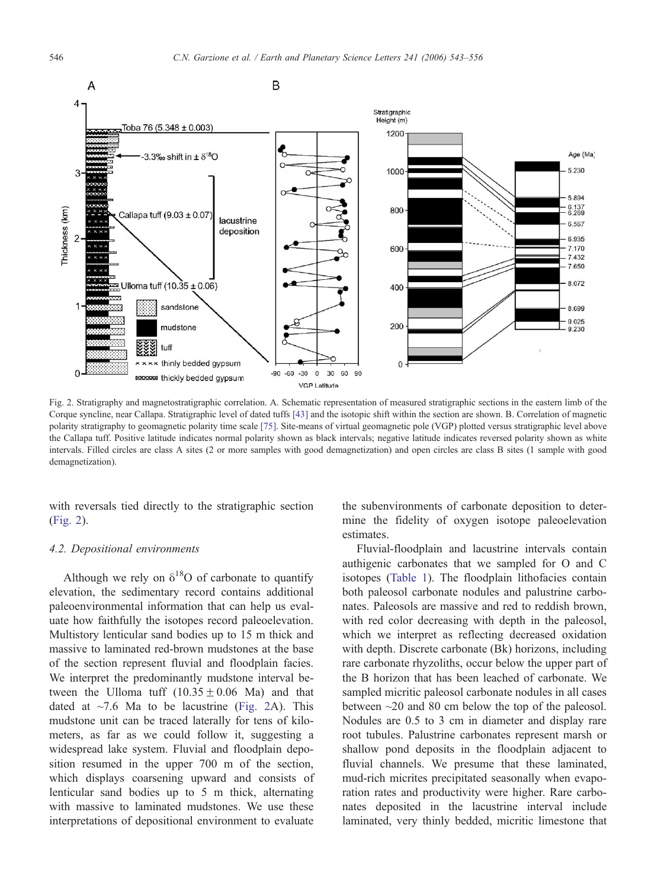Fig. 2. Stratigraphy and magnetostratigraphic correlation. A. Schematic representation of measured stratigraphic sections in the eastern limb of the Corque syncline, near Callapa. Stratigraphic level of dated tuffs [43] and the isotopic shift within the section are shown. B. Correlation of magnetic polarity stratigraphy to geomagnetic polarity time scale [75]. Site-means of virtual geomagnetic pole (VGP) plotted versus stratigraphic level above the Callapa tuff. Positive latitude indicates normal polarity shown as black intervals; negative latitude indicates reversed polarity shown as white intervals. Filled circles are class A sites (2 or more samples with good demagnetization) and open circles are class B sites (1 sample with good demagnetization).

with reversals tied directly to the stratigraphic section (Fig. 2).

### 4.2. Depositional environments

Although we rely on $\delta^{18}O$ of carbonate to quantify elevation, the sedimentary record contains additional paleoenvironmental information that can help us evaluate how faithfully the isotopes record paleoelevation. Multistory lenticular sand bodies up to 15 m thick and massive to laminated red-brown mudstones at the base of the section represent fluvial and floodplain facies. We interpret the predominantly mudstone interval between the Ulloma tuff ($10.35 \pm 0.06$ Ma) and that dated at ~7.6 Ma to be lacustrine (Fig. 2A). This mudstone unit can be traced laterally for tens of kilometers, as far as we could follow it, suggesting a widespread lake system. Fluvial and floodplain deposition resumed in the upper 700 m of the section, which displays coarsening upward and consists of lenticular sand bodies up to 5 m thick, alternating with massive to laminated mudstones. We use these interpretations of depositional environment to evaluate the subenvironments of carbonate deposition to determine the fidelity of oxygen isotope paleoelevation estimates.

Fluvial-floodplain and lacustrine intervals contain authigenic carbonates that we sampled for O and C isotopes (Table 1). The floodplain lithofacies contain both paleosol carbonate nodules and palustrine carbonates. Paleosols are massive and red to reddish brown, with red color decreasing with depth in the paleosol, which we interpret as reflecting decreased oxidation with depth. Discrete carbonate (Bk) horizons, including rare carbonate rhyzoliths, occur below the upper part of the B horizon that has been leached of carbonate. We sampled micritic paleosol carbonate nodules in all cases between ~20 and 80 cm below the top of the paleosol. Nodules are 0.5 to 3 cm in diameter and display rare root tubules. Palustrine carbonates represent marsh or shallow pond deposits in the floodplain adjacent to fluvial channels. We presume that these laminated, mud-rich micrites precipitated seasonally when evaporation rates and productivity were higher. Rare carbonates deposited in the lacustrine interval include laminated, very thinly bedded, micritic limestone that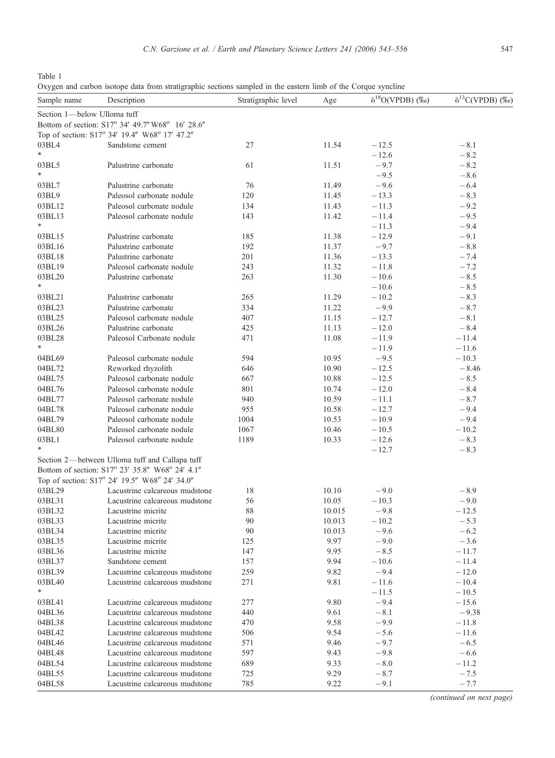Table 1

Oxygen and carbon isotope data from stratigraphic sections sampled in the eastern limb of the Corque syncline

| Sample name | Description | Stratigraphic level | Age | $\delta^{18}O$(VPDB) (‰) | $\delta^{13}C$(VPDB) (‰) |
|---|---|---|---|---|---|
| Section 1—below Ulloma tuff | | | | | |
| Bottom of section: S17° 34′ 49.7″ W68° 16′ 28.6″ | | | | | |
| Top of section: S17° 34′ 19.4″ W68° 17′ 47.2″ | | | | | |
| 03BL4 | Sandstone cement | 27 | 11.54 | −12.5 | −8.1 |
| * | | | | −12.6 | −8.2 |
| 03BL5 | Palustrine carbonate | 61 | 11.51 | −9.7 | −8.2 |
| * | | | | −9.5 | −8.6 |
| 03BL7 | Palustrine carbonate | 76 | 11.49 | −9.6 | −6.4 |
| 03BL9 | Paleosol carbonate nodule | 120 | 11.45 | −13.3 | −8.3 |
| 03BL12 | Paleosol carbonate nodule | 134 | 11.43 | −11.3 | −9.2 |
| 03BL13 | Paleosol carbonate nodule | 143 | 11.42 | −11.4 | −9.5 |
| * | | | | −11.3 | −9.4 |
| 03BL15 | Palustrine carbonate | 185 | 11.38 | −12.9 | −9.1 |
| 03BL16 | Palustrine carbonate | 192 | 11.37 | −9.7 | −8.8 |
| 03BL18 | Palustrine carbonate | 201 | 11.36 | −13.3 | −7.4 |
| 03BL19 | Paleosol carbonate nodule | 243 | 11.32 | −11.8 | −7.2 |
| 03BL20 | Palustrine carbonate | 263 | 11.30 | −10.6 | −8.5 |
| * | | | | −10.6 | −8.5 |
| 03BL21 | Palustrine carbonate | 265 | 11.29 | −10.2 | −8.3 |
| 03BL23 | Palustrine carbonate | 334 | 11.22 | −9.9 | −8.7 |
| 03BL25 | Paleosol carbonate nodule | 407 | 11.15 | −12.7 | −8.1 |
| 03BL26 | Palustrine carbonate | 425 | 11.13 | −12.0 | −8.4 |
| 03BL28 | Paleosol Carbonate nodule | 471 | 11.08 | −11.9 | −11.4 |
| * | | | | −11.9 | −11.6 |
| 04BL69 | Paleosol carbonate nodule | 594 | 10.95 | −9.5 | −10.3 |
| 04BL72 | Reworked rhyzolith | 646 | 10.90 | −12.5 | −8.46 |
| 04BL75 | Paleosol carbonate nodule | 667 | 10.88 | −12.5 | −8.5 |
| 04BL76 | Paleosol carbonate nodule | 801 | 10.74 | −12.0 | −8.4 |
| 04BL77 | Paleosol carbonate nodule | 940 | 10.59 | −11.1 | −8.7 |
| 04BL78 | Paleosol carbonate nodule | 955 | 10.58 | −12.7 | −9.4 |
| 04BL79 | Paleosol carbonate nodule | 1004 | 10.53 | −10.9 | −9.4 |
| 04BL80 | Paleosol carbonate nodule | 1067 | 10.46 | −10.5 | −10.2 |
| 03BL1 | Paleosol carbonate nodule | 1189 | 10.33 | −12.6 | −8.3 |
| * | | | | −12.7 | −8.3 |
| Section 2—between Ulloma tuff and Callapa tuff | | | | | |
| Bottom of section: S17° 23′ 35.8″ W68° 24′ 4.1″ | | | | | |
| Top of section: S17° 24′ 19.5″ W68° 24′ 34.0″ | | | | | |
| 03BL29 | Lacustrine calcareous mudstone | 18 | 10.10 | −9.0 | −8.9 |
| 03BL31 | Lacustrine calcareous mudstone | 56 | 10.05 | −10.3 | −9.0 |
| 03BL32 | Lacustrine micrite | 88 | 10.015 | −9.8 | −12.5 |
| 03BL33 | Lacustrine micrite | 90 | 10.013 | −10.2 | −5.3 |
| 03BL34 | Lacustrine micrite | 90 | 10.013 | −9.6 | −6.2 |
| 03BL35 | Lacustrine micrite | 125 | 9.97 | −9.0 | −3.6 |
| 03BL36 | Lacustrine micrite | 147 | 9.95 | −8.5 | −11.7 |
| 03BL37 | Sandstone cement | 157 | 9.94 | −10.6 | −11.4 |
| 03BL39 | Lacustrine calcareous mudstone | 259 | 9.82 | −9.4 | −12.0 |
| 03BL40 | Lacustrine calcareous mudstone | 271 | 9.81 | −11.6 | −10.4 |
| * | | | | −11.5 | −10.5 |
| 03BL41 | Lacustrine calcareous mudstone | 277 | 9.80 | −9.4 | −15.6 |
| 04BL36 | Lacustrine calcareous mudstone | 440 | 9.61 | −8.1 | −9.38 |
| 04BL38 | Lacustrine calcareous mudstone | 470 | 9.58 | −9.9 | −11.8 |
| 04BL42 | Lacustrine calcareous mudstone | 506 | 9.54 | −5.6 | −11.6 |
| 04BL46 | Lacustrine calcareous mudstone | 571 | 9.46 | −9.7 | −6.5 |
| 04BL48 | Lacustrine calcareous mudstone | 597 | 9.43 | −9.8 | −6.6 |
| 04BL54 | Lacustrine calcareous mudstone | 689 | 9.33 | −8.0 | −11.2 |
| 04BL55 | Lacustrine calcareous mudstone | 725 | 9.29 | −8.7 | −7.5 |
| 04BL58 | Lacustrine calcareous mudstone | 785 | 9.22 | −9.1 | −7.7 |

*(continued on next page)*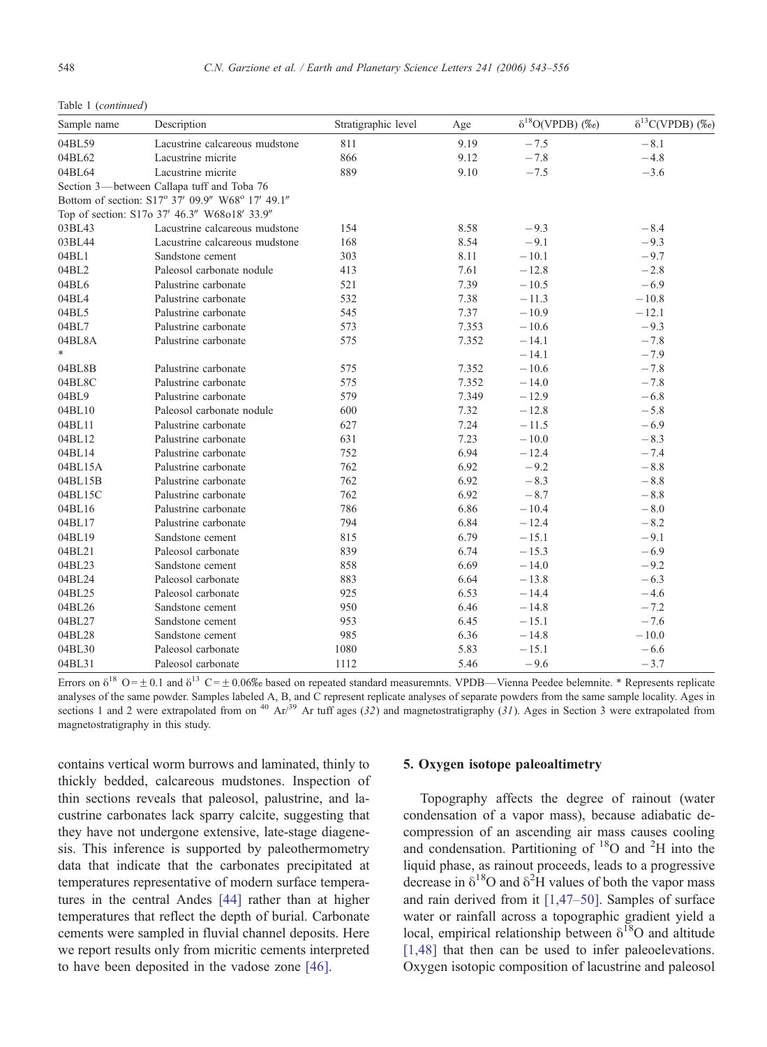Table 1 (*continued*)

| Sample name | Description | Stratigraphic level | Age | $\delta^{18}$O(VPDB) (‰) | $\delta^{13}$C(VPDB) (‰) |
|---|---|---|---|---|---|
| 04BL59 | Lacustrine calcareous mudstone | 811 | 9.19 | −7.5 | −8.1 |
| 04BL62 | Lacustrine micrite | 866 | 9.12 | −7.8 | −4.8 |
| 04BL64 | Lacustrine micrite | 889 | 9.10 | −7.5 | −3.6 |
| Section 3—between Callapa tuff and Toba 76 | | | | | |
| Bottom of section: S17° 37′ 09.9″ W68° 17′ 49.1″ | | | | | |
| Top of section: S17o 37′ 46.3″ W68o18′ 33.9″ | | | | | |
| 03BL43 | Lacustrine calcareous mudstone | 154 | 8.58 | −9.3 | −8.4 |
| 03BL44 | Lacustrine calcareous mudstone | 168 | 8.54 | −9.1 | −9.3 |
| 04BL1 | Sandstone cement | 303 | 8.11 | −10.1 | −9.7 |
| 04BL2 | Paleosol carbonate nodule | 413 | 7.61 | −12.8 | −2.8 |
| 04BL6 | Palustrine carbonate | 521 | 7.39 | −10.5 | −6.9 |
| 04BL4 | Palustrine carbonate | 532 | 7.38 | −11.3 | −10.8 |
| 04BL5 | Palustrine carbonate | 545 | 7.37 | −10.9 | −12.1 |
| 04BL7 | Palustrine carbonate | 573 | 7.353 | −10.6 | −9.3 |
| 04BL8A | Palustrine carbonate | 575 | 7.352 | −14.1 | −7.8 |
| * | | | | −14.1 | −7.9 |
| 04BL8B | Palustrine carbonate | 575 | 7.352 | −10.6 | −7.8 |
| 04BL8C | Palustrine carbonate | 575 | 7.352 | −14.0 | −7.8 |
| 04BL9 | Palustrine carbonate | 579 | 7.349 | −12.9 | −6.8 |
| 04BL10 | Paleosol carbonate nodule | 600 | 7.32 | −12.8 | −5.8 |
| 04BL11 | Palustrine carbonate | 627 | 7.24 | −11.5 | −6.9 |
| 04BL12 | Palustrine carbonate | 631 | 7.23 | −10.0 | −8.3 |
| 04BL14 | Palustrine carbonate | 752 | 6.94 | −12.4 | −7.4 |
| 04BL15A | Palustrine carbonate | 762 | 6.92 | −9.2 | −8.8 |
| 04BL15B | Palustrine carbonate | 762 | 6.92 | −8.3 | −8.8 |
| 04BL15C | Palustrine carbonate | 762 | 6.92 | −8.7 | −8.8 |
| 04BL16 | Palustrine carbonate | 786 | 6.86 | −10.4 | −8.0 |
| 04BL17 | Palustrine carbonate | 794 | 6.84 | −12.4 | −8.2 |
| 04BL19 | Sandstone cement | 815 | 6.79 | −15.1 | −9.1 |
| 04BL21 | Paleosol carbonate | 839 | 6.74 | −15.3 | −6.9 |
| 04BL23 | Sandstone cement | 858 | 6.69 | −14.0 | −9.2 |
| 04BL24 | Paleosol carbonate | 883 | 6.64 | −13.8 | −6.3 |
| 04BL25 | Paleosol carbonate | 925 | 6.53 | −14.4 | −4.6 |
| 04BL26 | Sandstone cement | 950 | 6.46 | −14.8 | −7.2 |
| 04BL27 | Sandstone cement | 953 | 6.45 | −15.1 | −7.6 |
| 04BL28 | Sandstone cement | 985 | 6.36 | −14.8 | −10.0 |
| 04BL30 | Paleosol carbonate | 1080 | 5.83 | −15.1 | −6.6 |
| 04BL31 | Paleosol carbonate | 1112 | 5.46 | −9.6 | −3.7 |

Errors on $\delta^{18}$ O = ± 0.1 and $\delta^{13}$ C = ± 0.06‰ based on repeated standard measuremnts. VPDB—Vienna Peedee belemnite. * Represents replicate analyses of the same powder. Samples labeled A, B, and C represent replicate analyses of separate powders from the same sample locality. Ages in sections 1 and 2 were extrapolated from on $^{40}$ Ar/$^{39}$ Ar tuff ages (*32*) and magnetostratigraphy (*31*). Ages in Section 3 were extrapolated from magnetostratigraphy in this study.

contains vertical worm burrows and laminated, thinly to thickly bedded, calcareous mudstones. Inspection of thin sections reveals that paleosol, palustrine, and lacustrine carbonates lack sparry calcite, suggesting that they have not undergone extensive, late-stage diagenesis. This inference is supported by paleothermometry data that indicate that the carbonates precipitated at temperatures representative of modern surface temperatures in the central Andes [44] rather than at higher temperatures that reflect the depth of burial. Carbonate cements were sampled in fluvial channel deposits. Here we report results only from micritic cements interpreted to have been deposited in the vadose zone [46].

## 5. Oxygen isotope paleoaltimetry

Topography affects the degree of rainout (water condensation of a vapor mass), because adiabatic decompression of an ascending air mass causes cooling and condensation. Partitioning of $^{18}$O and $^{2}$H into the liquid phase, as rainout proceeds, leads to a progressive decrease in $\delta^{18}$O and $\delta^{2}$H values of both the vapor mass and rain derived from it [1,47–50]. Samples of surface water or rainfall across a topographic gradient yield a local, empirical relationship between $\delta^{18}$O and altitude [1,48] that then can be used to infer paleoelevations. Oxygen isotopic composition of lacustrine and paleosol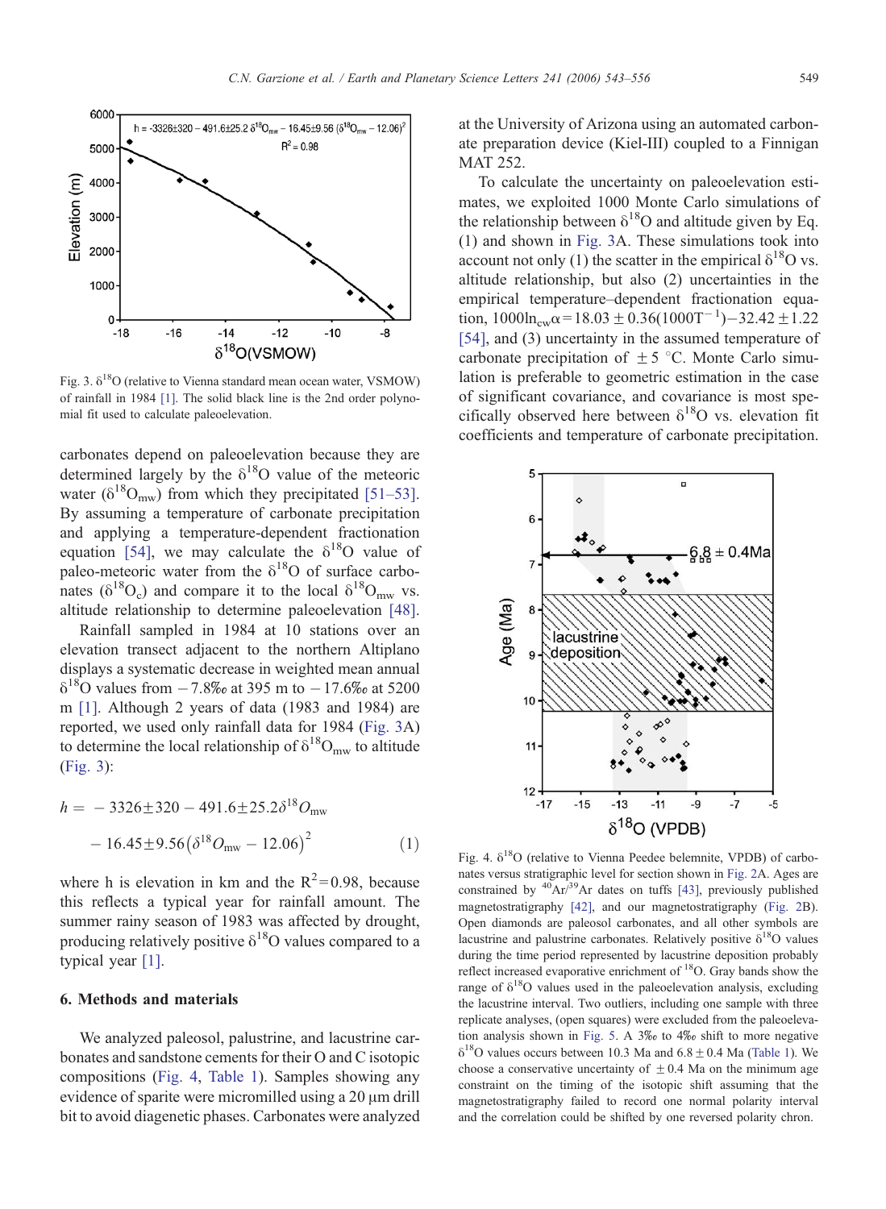Fig. 3. $\delta^{18}O$ (relative to Vienna standard mean ocean water, VSMOW) of rainfall in 1984 [1]. The solid black line is the 2nd order polynomial fit used to calculate paleoelevation.

carbonates depend on paleoelevation because they are determined largely by the $\delta^{18}O$ value of the meteoric water ($\delta^{18}O_{mw}$) from which they precipitated [51–53]. By assuming a temperature of carbonate precipitation and applying a temperature-dependent fractionation equation [54], we may calculate the $\delta^{18}O$ value of paleo-meteoric water from the $\delta^{18}O$ of surface carbonates ($\delta^{18}O_c$) and compare it to the local $\delta^{18}O_{mw}$ vs. altitude relationship to determine paleoelevation [48].

Rainfall sampled in 1984 at 10 stations over an elevation transect adjacent to the northern Altiplano displays a systematic decrease in weighted mean annual $\delta^{18}O$ values from −7.8‰ at 395 m to −17.6‰ at 5200 m [1]. Although 2 years of data (1983 and 1984) are reported, we used only rainfall data for 1984 (Fig. 3A) to determine the local relationship of $\delta^{18}O_{mw}$ to altitude (Fig. 3):

$$h = -3326 \pm 320 - 491.6 \pm 25.2\delta^{18}O_{mw} - 16.45 \pm 9.56\left(\delta^{18}O_{mw} - 12.06\right)^2 \qquad (1)$$

where h is elevation in km and the $R^2 = 0.98$, because this reflects a typical year for rainfall amount. The summer rainy season of 1983 was affected by drought, producing relatively positive $\delta^{18}O$ values compared to a typical year [1].

## 6. Methods and materials

We analyzed paleosol, palustrine, and lacustrine carbonates and sandstone cements for their O and C isotopic compositions (Fig. 4, Table 1). Samples showing any evidence of sparite were micromilled using a 20 μm drill bit to avoid diagenetic phases. Carbonates were analyzed at the University of Arizona using an automated carbonate preparation device (Kiel-III) coupled to a Finnigan MAT 252.

To calculate the uncertainty on paleoelevation estimates, we exploited 1000 Monte Carlo simulations of the relationship between $\delta^{18}O$ and altitude given by Eq. (1) and shown in Fig. 3A. These simulations took into account not only (1) the scatter in the empirical $\delta^{18}O$ vs. altitude relationship, but also (2) uncertainties in the empirical temperature–dependent fractionation equation, $1000\ln_{cw}\alpha = 18.03 \pm 0.36(1000T^{-1}) - 32.42 \pm 1.22$ [54], and (3) uncertainty in the assumed temperature of carbonate precipitation of ±5 °C. Monte Carlo simulation is preferable to geometric estimation in the case of significant covariance, and covariance is most specifically observed here between $\delta^{18}O$ vs. elevation fit coefficients and temperature of carbonate precipitation.

Fig. 4. $\delta^{18}O$ (relative to Vienna Peedee belemnite, VPDB) of carbonates versus stratigraphic level for section shown in Fig. 2A. Ages are constrained by $^{40}Ar/^{39}Ar$ dates on tuffs [43], previously published magnetostratigraphy [42], and our magnetostratigraphy (Fig. 2B). Open diamonds are paleosol carbonates, and all other symbols are lacustrine and palustrine carbonates. Relatively positive $\delta^{18}O$ values during the time period represented by lacustrine deposition probably reflect increased evaporative enrichment of $^{18}O$. Gray bands show the range of $\delta^{18}O$ values used in the paleoelevation analysis, excluding the lacustrine interval. Two outliers, including one sample with three replicate analyses, (open squares) were excluded from the paleoelevation analysis shown in Fig. 5. A 3‰ to 4‰ shift to more negative $\delta^{18}O$ values occurs between 10.3 Ma and 6.8 ± 0.4 Ma (Table 1). We choose a conservative uncertainty of ±0.4 Ma on the minimum age constraint on the timing of the isotopic shift assuming that the magnetostratigraphy failed to record one normal polarity interval and the correlation could be shifted by one reversed polarity chron.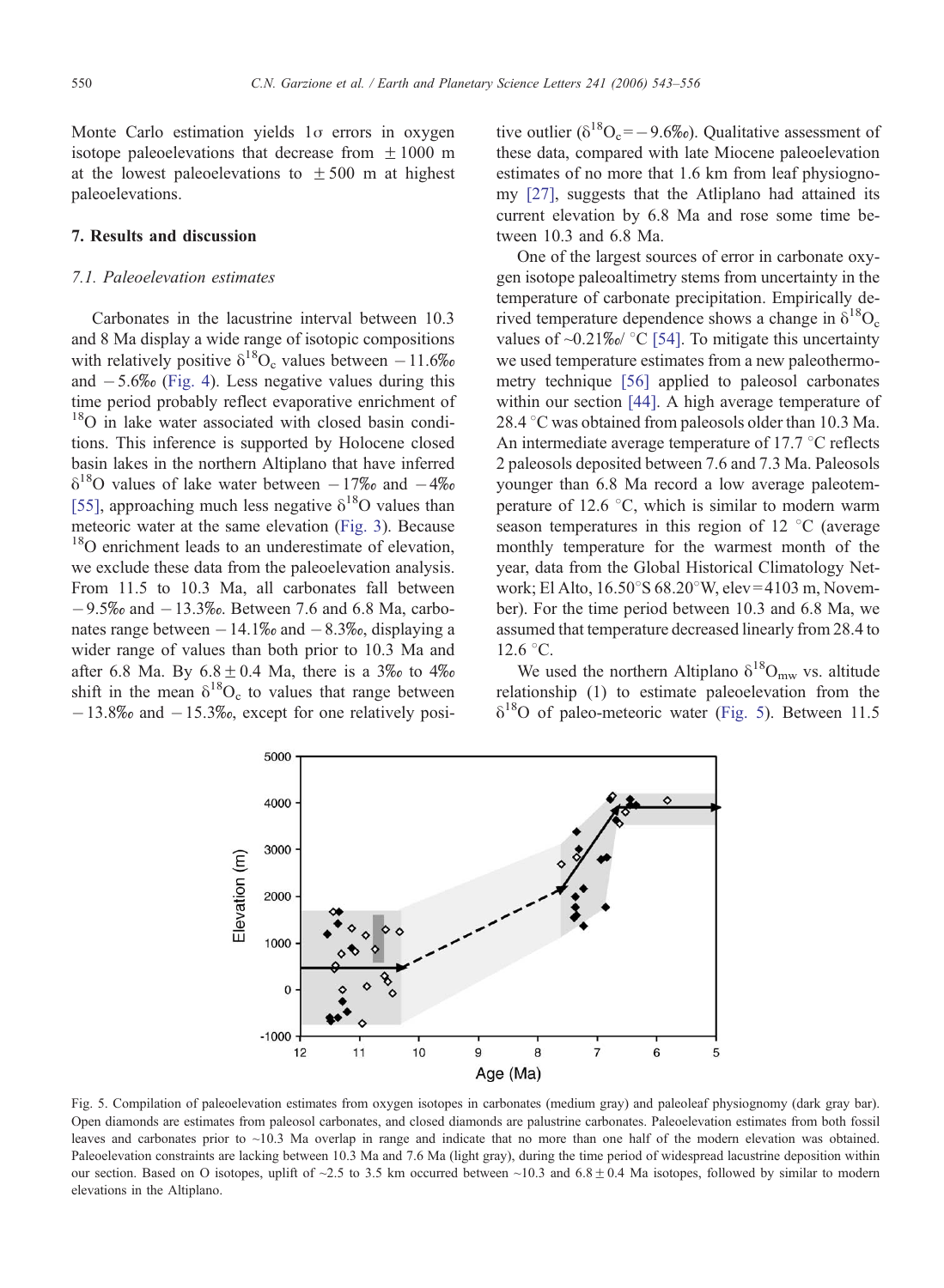Monte Carlo estimation yields 1σ errors in oxygen isotope paleoelevations that decrease from ± 1000 m at the lowest paleoelevations to ± 500 m at highest paleoelevations.

## 7. Results and discussion

### 7.1. Paleoelevation estimates

Carbonates in the lacustrine interval between 10.3 and 8 Ma display a wide range of isotopic compositions with relatively positive $\delta^{18}O_c$ values between − 11.6‰ and − 5.6‰ (Fig. 4). Less negative values during this time period probably reflect evaporative enrichment of $^{18}O$ in lake water associated with closed basin conditions. This inference is supported by Holocene closed basin lakes in the northern Altiplano that have inferred $\delta^{18}O$ values of lake water between − 17‰ and − 4‰ [55], approaching much less negative $\delta^{18}O$ values than meteoric water at the same elevation (Fig. 3). Because $^{18}O$ enrichment leads to an underestimate of elevation, we exclude these data from the paleoelevation analysis. From 11.5 to 10.3 Ma, all carbonates fall between − 9.5‰ and − 13.3‰. Between 7.6 and 6.8 Ma, carbonates range between − 14.1‰ and − 8.3‰, displaying a wider range of values than both prior to 10.3 Ma and after 6.8 Ma. By 6.8 ± 0.4 Ma, there is a 3‰ to 4‰ shift in the mean $\delta^{18}O_c$ to values that range between − 13.8‰ and − 15.3‰, except for one relatively positive outlier ($\delta^{18}O_c$ = − 9.6‰). Qualitative assessment of these data, compared with late Miocene paleoelevation estimates of no more that 1.6 km from leaf physiognomy [27], suggests that the Atliplano had attained its current elevation by 6.8 Ma and rose some time between 10.3 and 6.8 Ma.

One of the largest sources of error in carbonate oxygen isotope paleoaltimetry stems from uncertainty in the temperature of carbonate precipitation. Empirically derived temperature dependence shows a change in $\delta^{18}O_c$ values of ~0.21‰/ °C [54]. To mitigate this uncertainty we used temperature estimates from a new paleothermometry technique [56] applied to paleosol carbonates within our section [44]. A high average temperature of 28.4 °C was obtained from paleosols older than 10.3 Ma. An intermediate average temperature of 17.7 °C reflects 2 paleosols deposited between 7.6 and 7.3 Ma. Paleosols younger than 6.8 Ma record a low average paleotemperature of 12.6 °C, which is similar to modern warm season temperatures in this region of 12 °C (average monthly temperature for the warmest month of the year, data from the Global Historical Climatology Network; El Alto, 16.50°S 68.20°W, elev = 4103 m, November). For the time period between 10.3 and 6.8 Ma, we assumed that temperature decreased linearly from 28.4 to 12.6 °C.

We used the northern Altiplano $\delta^{18}O_{mw}$ vs. altitude relationship (1) to estimate paleoelevation from the $\delta^{18}O$ of paleo-meteoric water (Fig. 5). Between 11.5

Fig. 5. Compilation of paleoelevation estimates from oxygen isotopes in carbonates (medium gray) and paleoleaf physiognomy (dark gray bar). Open diamonds are estimates from paleosol carbonates, and closed diamonds are palustrine carbonates. Paleoelevation estimates from both fossil leaves and carbonates prior to ~10.3 Ma overlap in range and indicate that no more than one half of the modern elevation was obtained. Paleoelevation constraints are lacking between 10.3 Ma and 7.6 Ma (light gray), during the time period of widespread lacustrine deposition within our section. Based on O isotopes, uplift of ~2.5 to 3.5 km occurred between ~10.3 and 6.8 ± 0.4 Ma isotopes, followed by similar to modern elevations in the Altiplano.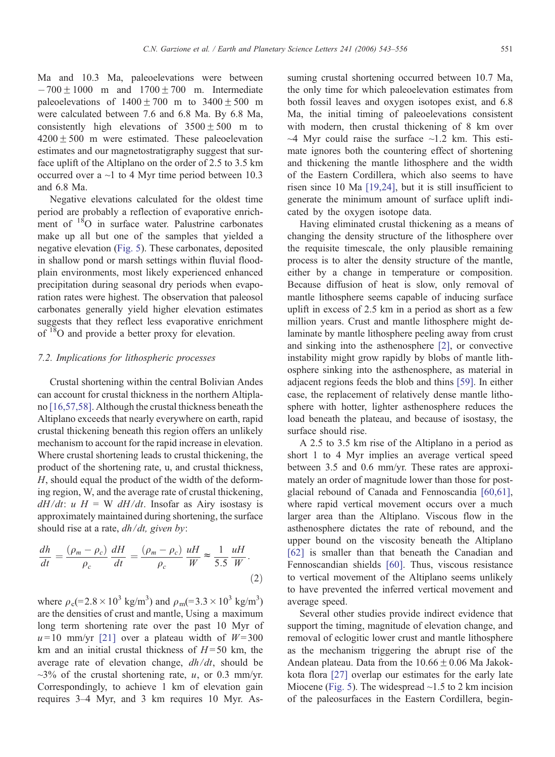Ma and 10.3 Ma, paleoelevations were between $-700 \pm 1000$ m and $1700 \pm 700$ m. Intermediate paleoelevations of $1400 \pm 700$ m to $3400 \pm 500$ m were calculated between 7.6 and 6.8 Ma. By 6.8 Ma, consistently high elevations of $3500 \pm 500$ m to $4200 \pm 500$ m were estimated. These paleoelevation estimates and our magnetostratigraphy suggest that surface uplift of the Altiplano on the order of 2.5 to 3.5 km occurred over a ~1 to 4 Myr time period between 10.3 and 6.8 Ma.

Negative elevations calculated for the oldest time period are probably a reflection of evaporative enrichment of $^{18}O$ in surface water. Palustrine carbonates make up all but one of the samples that yielded a negative elevation (Fig. 5). These carbonates, deposited in shallow pond or marsh settings within fluvial floodplain environments, most likely experienced enhanced precipitation during seasonal dry periods when evaporation rates were highest. The observation that paleosol carbonates generally yield higher elevation estimates suggests that they reflect less evaporative enrichment of $^{18}O$ and provide a better proxy for elevation.

### 7.2. Implications for lithospheric processes

Crustal shortening within the central Bolivian Andes can account for crustal thickness in the northern Altiplano [16,57,58]. Although the crustal thickness beneath the Altiplano exceeds that nearly everywhere on earth, rapid crustal thickening beneath this region offers an unlikely mechanism to account for the rapid increase in elevation. Where crustal shortening leads to crustal thickening, the product of the shortening rate, u, and crustal thickness, $H$, should equal the product of the width of the deforming region, W, and the average rate of crustal thickening, $dH/dt$: $u\ H = W\ dH/dt$. Insofar as Airy isostasy is approximately maintained during shortening, the surface should rise at a rate, $dh/dt$, given by:

$$\frac{dh}{dt} = \frac{(\rho_m - \rho_c)}{\rho_c}\frac{dH}{dt} = \frac{(\rho_m - \rho_c)}{\rho_c}\frac{uH}{W} \approx \frac{1}{5.5}\frac{uH}{W}. \tag{2}$$

where $\rho_c (= 2.8 \times 10^3$ kg/m$^3$) and $\rho_m (= 3.3 \times 10^3$ kg/m$^3$) are the densities of crust and mantle, Using a maximum long term shortening rate over the past 10 Myr of $u = 10$ mm/yr [21] over a plateau width of $W = 300$ km and an initial crustal thickness of $H = 50$ km, the average rate of elevation change, $dh/dt$, should be ~3% of the crustal shortening rate, $u$, or 0.3 mm/yr. Correspondingly, to achieve 1 km of elevation gain requires 3–4 Myr, and 3 km requires 10 Myr. Assuming crustal shortening occurred between 10.7 Ma, the only time for which paleoelevation estimates from both fossil leaves and oxygen isotopes exist, and 6.8 Ma, the initial timing of paleoelevations consistent with modern, then crustal thickening of 8 km over ~4 Myr could raise the surface ~1.2 km. This estimate ignores both the countering effect of shortening and thickening the mantle lithosphere and the width of the Eastern Cordillera, which also seems to have risen since 10 Ma [19,24], but it is still insufficient to generate the minimum amount of surface uplift indicated by the oxygen isotope data.

Having eliminated crustal thickening as a means of changing the density structure of the lithosphere over the requisite timescale, the only plausible remaining process is to alter the density structure of the mantle, either by a change in temperature or composition. Because diffusion of heat is slow, only removal of mantle lithosphere seems capable of inducing surface uplift in excess of 2.5 km in a period as short as a few million years. Crust and mantle lithosphere might delaminate by mantle lithosphere peeling away from crust and sinking into the asthenosphere [2], or convective instability might grow rapidly by blobs of mantle lithosphere sinking into the asthenosphere, as material in adjacent regions feeds the blob and thins [59]. In either case, the replacement of relatively dense mantle lithosphere with hotter, lighter asthenosphere reduces the load beneath the plateau, and because of isostasy, the surface should rise.

A 2.5 to 3.5 km rise of the Altiplano in a period as short 1 to 4 Myr implies an average vertical speed between 3.5 and 0.6 mm/yr. These rates are approximately an order of magnitude lower than those for postglacial rebound of Canada and Fennoscandia [60,61], where rapid vertical movement occurs over a much larger area than the Altiplano. Viscous flow in the asthenosphere dictates the rate of rebound, and the upper bound on the viscosity beneath the Altiplano [62] is smaller than that beneath the Canadian and Fennoscandian shields [60]. Thus, viscous resistance to vertical movement of the Altiplano seems unlikely to have prevented the inferred vertical movement and average speed.

Several other studies provide indirect evidence that support the timing, magnitude of elevation change, and removal of eclogitic lower crust and mantle lithosphere as the mechanism triggering the abrupt rise of the Andean plateau. Data from the $10.66 \pm 0.06$ Ma Jakokkota flora [27] overlap our estimates for the early late Miocene (Fig. 5). The widespread ~1.5 to 2 km incision of the paleosurfaces in the Eastern Cordillera, begin-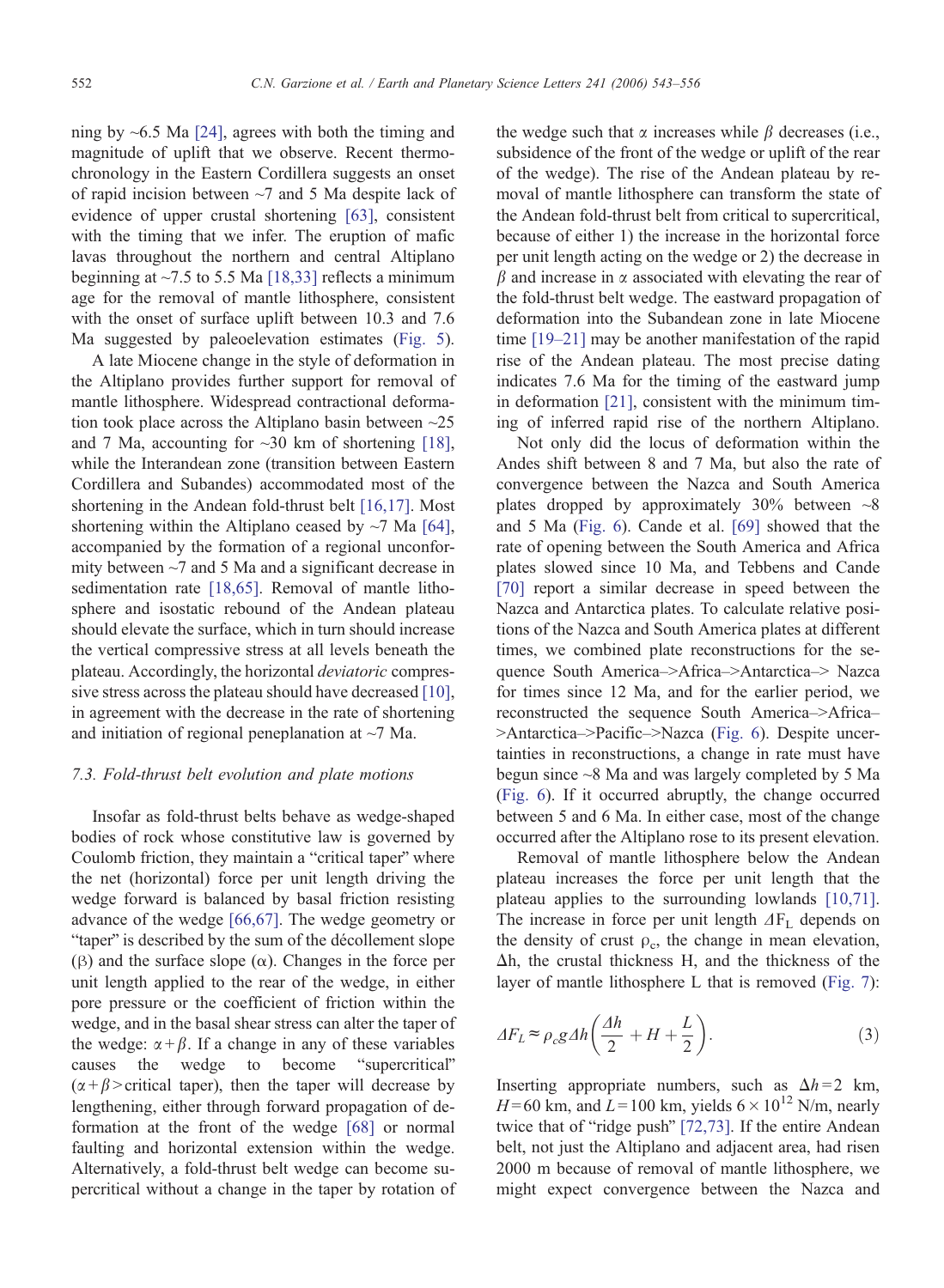ning by ~6.5 Ma [24], agrees with both the timing and magnitude of uplift that we observe. Recent thermochronology in the Eastern Cordillera suggests an onset of rapid incision between ~7 and 5 Ma despite lack of evidence of upper crustal shortening [63], consistent with the timing that we infer. The eruption of mafic lavas throughout the northern and central Altiplano beginning at ~7.5 to 5.5 Ma [18,33] reflects a minimum age for the removal of mantle lithosphere, consistent with the onset of surface uplift between 10.3 and 7.6 Ma suggested by paleoelevation estimates (Fig. 5).

A late Miocene change in the style of deformation in the Altiplano provides further support for removal of mantle lithosphere. Widespread contractional deformation took place across the Altiplano basin between ~25 and 7 Ma, accounting for ~30 km of shortening [18], while the Interandean zone (transition between Eastern Cordillera and Subandes) accommodated most of the shortening in the Andean fold-thrust belt [16,17]. Most shortening within the Altiplano ceased by ~7 Ma [64], accompanied by the formation of a regional unconformity between ~7 and 5 Ma and a significant decrease in sedimentation rate [18,65]. Removal of mantle lithosphere and isostatic rebound of the Andean plateau should elevate the surface, which in turn should increase the vertical compressive stress at all levels beneath the plateau. Accordingly, the horizontal *deviatoric* compressive stress across the plateau should have decreased [10], in agreement with the decrease in the rate of shortening and initiation of regional peneplanation at ~7 Ma.

### 7.3. Fold-thrust belt evolution and plate motions

Insofar as fold-thrust belts behave as wedge-shaped bodies of rock whose constitutive law is governed by Coulomb friction, they maintain a "critical taper" where the net (horizontal) force per unit length driving the wedge forward is balanced by basal friction resisting advance of the wedge [66,67]. The wedge geometry or "taper" is described by the sum of the décollement slope ($\beta$) and the surface slope ($\alpha$). Changes in the force per unit length applied to the rear of the wedge, in either pore pressure or the coefficient of friction within the wedge, and in the basal shear stress can alter the taper of the wedge: $\alpha+\beta$. If a change in any of these variables causes the wedge to become "supercritical" ($\alpha+\beta>$critical taper), then the taper will decrease by lengthening, either through forward propagation of deformation at the front of the wedge [68] or normal faulting and horizontal extension within the wedge. Alternatively, a fold-thrust belt wedge can become supercritical without a change in the taper by rotation of the wedge such that $\alpha$ increases while $\beta$ decreases (i.e., subsidence of the front of the wedge or uplift of the rear of the wedge). The rise of the Andean plateau by removal of mantle lithosphere can transform the state of the Andean fold-thrust belt from critical to supercritical, because of either 1) the increase in the horizontal force per unit length acting on the wedge or 2) the decrease in $\beta$ and increase in $\alpha$ associated with elevating the rear of the fold-thrust belt wedge. The eastward propagation of deformation into the Subandean zone in late Miocene time [19–21] may be another manifestation of the rapid rise of the Andean plateau. The most precise dating indicates 7.6 Ma for the timing of the eastward jump in deformation [21], consistent with the minimum timing of inferred rapid rise of the northern Altiplano.

Not only did the locus of deformation within the Andes shift between 8 and 7 Ma, but also the rate of convergence between the Nazca and South America plates dropped by approximately 30% between ~8 and 5 Ma (Fig. 6). Cande et al. [69] showed that the rate of opening between the South America and Africa plates slowed since 10 Ma, and Tebbens and Cande [70] report a similar decrease in speed between the Nazca and Antarctica plates. To calculate relative positions of the Nazca and South America plates at different times, we combined plate reconstructions for the sequence South America–>Africa–>Antarctica–> Nazca for times since 12 Ma, and for the earlier period, we reconstructed the sequence South America–>Africa–>Antarctica–>Pacific–>Nazca (Fig. 6). Despite uncertainties in reconstructions, a change in rate must have begun since ~8 Ma and was largely completed by 5 Ma (Fig. 6). If it occurred abruptly, the change occurred between 5 and 6 Ma. In either case, most of the change occurred after the Altiplano rose to its present elevation.

Removal of mantle lithosphere below the Andean plateau increases the force per unit length that the plateau applies to the surrounding lowlands [10,71]. The increase in force per unit length $\Delta F_L$ depends on the density of crust $\rho_c$, the change in mean elevation, $\Delta h$, the crustal thickness H, and the thickness of the layer of mantle lithosphere L that is removed (Fig. 7):

$$\Delta F_L \approx \rho_c g \Delta h \left( \frac{\Delta h}{2} + H + \frac{L}{2} \right). \tag{3}$$

Inserting appropriate numbers, such as $\Delta h = 2$ km, $H = 60$ km, and $L = 100$ km, yields $6 \times 10^{12}$ N/m, nearly twice that of "ridge push" [72,73]. If the entire Andean belt, not just the Altiplano and adjacent area, had risen 2000 m because of removal of mantle lithosphere, we might expect convergence between the Nazca and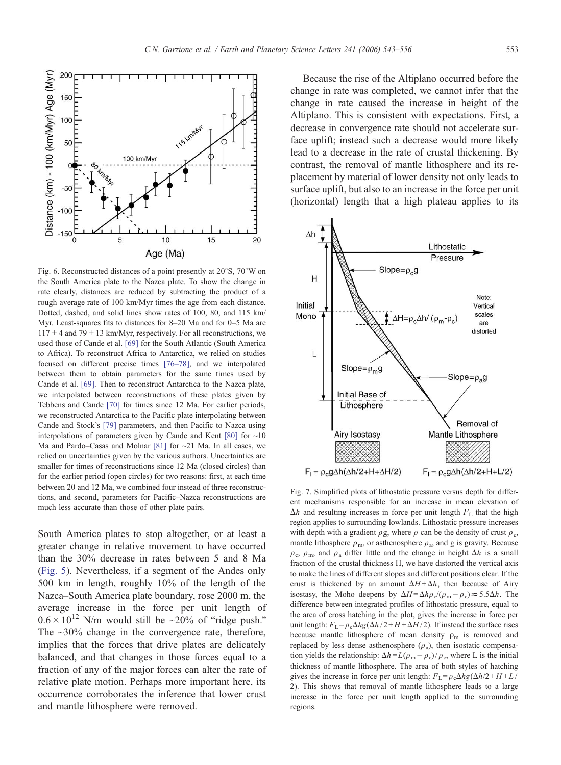Fig. 6. Reconstructed distances of a point presently at 20°S, 70°W on the South America plate to the Nazca plate. To show the change in rate clearly, distances are reduced by subtracting the product of a rough average rate of 100 km/Myr times the age from each distance. Dotted, dashed, and solid lines show rates of 100, 80, and 115 km/Myr. Least-squares fits to distances for 8–20 Ma and for 0–5 Ma are $117 \pm 4$ and $79 \pm 13$ km/Myr, respectively. For all reconstructions, we used those of Cande et al. [69] for the South Atlantic (South America to Africa). To reconstruct Africa to Antarctica, we relied on studies focused on different precise times [76–78], and we interpolated between them to obtain parameters for the same times used by Cande et al. [69]. Then to reconstruct Antarctica to the Nazca plate, we interpolated between reconstructions of these plates given by Tebbens and Cande [70] for times since 12 Ma. For earlier periods, we reconstructed Antarctica to the Pacific plate interpolating between Cande and Stock's [79] parameters, and then Pacific to Nazca using interpolations of parameters given by Cande and Kent [80] for ~10 Ma and Pardo–Casas and Molnar [81] for ~21 Ma. In all cases, we relied on uncertainties given by the various authors. Uncertainties are smaller for times of reconstructions since 12 Ma (closed circles) than for the earlier period (open circles) for two reasons: first, at each time between 20 and 12 Ma, we combined four instead of three reconstructions, and second, parameters for Pacific–Nazca reconstructions are much less accurate than those of other plate pairs.

South America plates to stop altogether, or at least a greater change in relative movement to have occurred than the 30% decrease in rates between 5 and 8 Ma (Fig. 5). Nevertheless, if a segment of the Andes only 500 km in length, roughly 10% of the length of the Nazca–South America plate boundary, rose 2000 m, the average increase in the force per unit length of $0.6 \times 10^{12}$ N/m would still be ~20% of "ridge push." The ~30% change in the convergence rate, therefore, implies that the forces that drive plates are delicately balanced, and that changes in those forces equal to a fraction of any of the major forces can alter the rate of relative plate motion. Perhaps more important here, its occurrence corroborates the inference that lower crust and mantle lithosphere were removed.

Because the rise of the Altiplano occurred before the change in rate was completed, we cannot infer that the change in rate caused the increase in height of the Altiplano. This is consistent with expectations. First, a decrease in convergence rate should not accelerate surface uplift; instead such a decrease would more likely lead to a decrease in the rate of crustal thickening. By contrast, the removal of mantle lithosphere and its replacement by material of lower density not only leads to surface uplift, but also to an increase in the force per unit (horizontal) length that a high plateau applies to its

Fig. 7. Simplified plots of lithostatic pressure versus depth for different mechanisms responsible for an increase in mean elevation of $\Delta h$ and resulting increases in force per unit length $F_L$ that the high region applies to surrounding lowlands. Lithostatic pressure increases with depth with a gradient $\rho g$, where $\rho$ can be the density of crust $\rho_c$, mantle lithosphere $\rho_m$, or asthenosphere $\rho_a$, and g is gravity. Because $\rho_c$, $\rho_m$, and $\rho_a$ differ little and the change in height $\Delta h$ is a small fraction of the crustal thickness H, we have distorted the vertical axis to make the lines of different slopes and different positions clear. If the crust is thickened by an amount $\Delta H + \Delta h$, then because of Airy isostasy, the Moho deepens by $\Delta H = \Delta h \rho_c / (\rho_m - \rho_c) \approx 5.5 \Delta h$. The difference between integrated profiles of lithostatic pressure, equal to the area of cross hatching in the plot, gives the increase in force per unit length: $F_L = \rho_c \Delta h g (\Delta h/2 + H + \Delta H/2)$. If instead the surface rises because mantle lithosphere of mean density $\rho_m$ is removed and replaced by less dense asthenosphere ($\rho_a$), then isostatic compensation yields the relationship: $\Delta h = L(\rho_m - \rho_c)/\rho_c$, where L is the initial thickness of mantle lithosphere. The area of both styles of hatching gives the increase in force per unit length: $F_L = \rho_c \Delta h g (\Delta h/2 + H + L/2)$. This shows that removal of mantle lithosphere leads to a large increase in the force per unit length applied to the surrounding regions.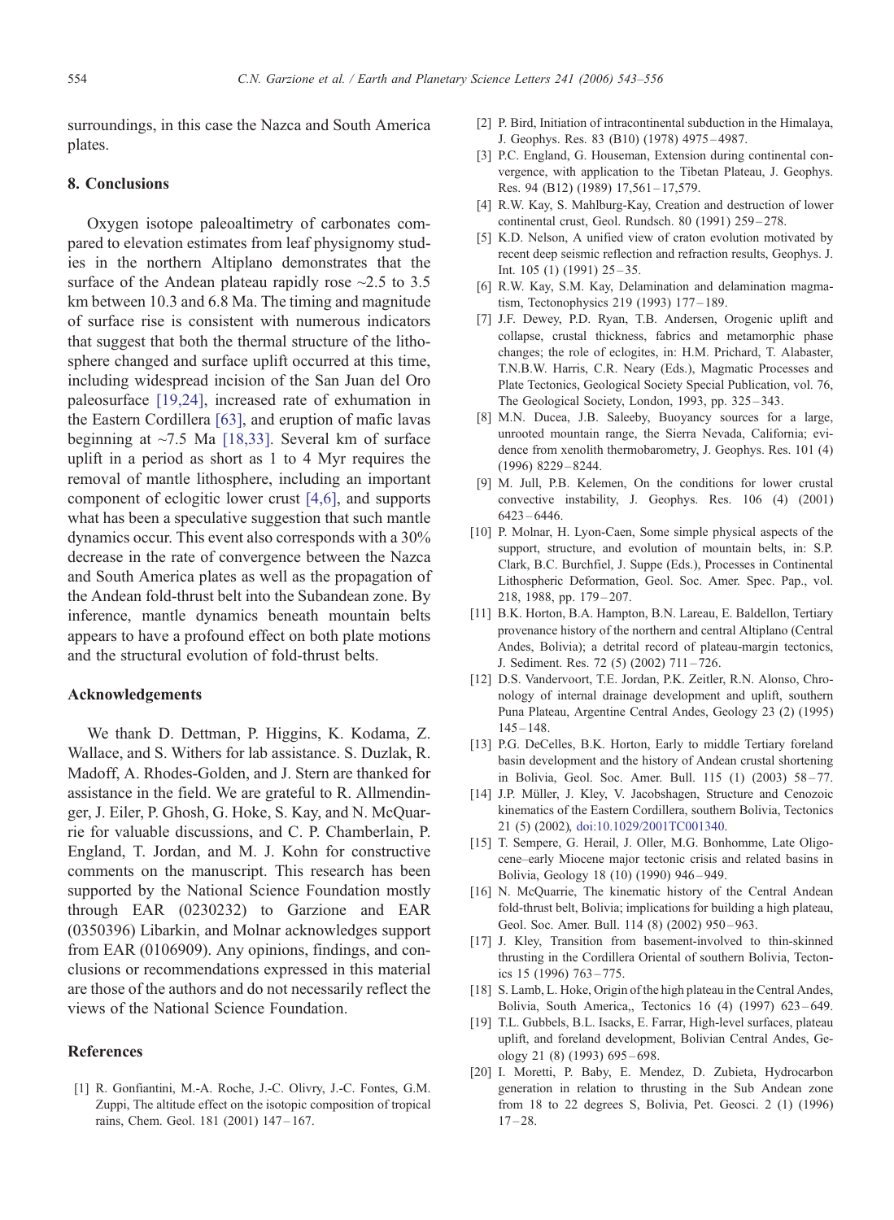surroundings, in this case the Nazca and South America plates.

## 8. Conclusions

Oxygen isotope paleoaltimetry of carbonates compared to elevation estimates from leaf physignomy studies in the northern Altiplano demonstrates that the surface of the Andean plateau rapidly rose ~2.5 to 3.5 km between 10.3 and 6.8 Ma. The timing and magnitude of surface rise is consistent with numerous indicators that suggest that both the thermal structure of the lithosphere changed and surface uplift occurred at this time, including widespread incision of the San Juan del Oro paleosurface [19,24], increased rate of exhumation in the Eastern Cordillera [63], and eruption of mafic lavas beginning at ~7.5 Ma [18,33]. Several km of surface uplift in a period as short as 1 to 4 Myr requires the removal of mantle lithosphere, including an important component of eclogitic lower crust [4,6], and supports what has been a speculative suggestion that such mantle dynamics occur. This event also corresponds with a 30% decrease in the rate of convergence between the Nazca and South America plates as well as the propagation of the Andean fold-thrust belt into the Subandean zone. By inference, mantle dynamics beneath mountain belts appears to have a profound effect on both plate motions and the structural evolution of fold-thrust belts.

## Acknowledgements

We thank D. Dettman, P. Higgins, K. Kodama, Z. Wallace, and S. Withers for lab assistance. S. Duzlak, R. Madoff, A. Rhodes-Golden, and J. Stern are thanked for assistance in the field. We are grateful to R. Allmendinger, J. Eiler, P. Ghosh, G. Hoke, S. Kay, and N. McQuarrie for valuable discussions, and C. P. Chamberlain, P. England, T. Jordan, and M. J. Kohn for constructive comments on the manuscript. This research has been supported by the National Science Foundation mostly through EAR (0230232) to Garzione and EAR (0350396) Libarkin, and Molnar acknowledges support from EAR (0106909). Any opinions, findings, and conclusions or recommendations expressed in this material are those of the authors and do not necessarily reflect the views of the National Science Foundation.

## References

[1] R. Gonfiantini, M.-A. Roche, J.-C. Olivry, J.-C. Fontes, G.M. Zuppi, The altitude effect on the isotopic composition of tropical rains, Chem. Geol. 181 (2001) 147–167.

[2] P. Bird, Initiation of intracontinental subduction in the Himalaya, J. Geophys. Res. 83 (B10) (1978) 4975–4987.

[3] P.C. England, G. Houseman, Extension during continental convergence, with application to the Tibetan Plateau, J. Geophys. Res. 94 (B12) (1989) 17,561–17,579.

[4] R.W. Kay, S. Mahlburg-Kay, Creation and destruction of lower continental crust, Geol. Rundsch. 80 (1991) 259–278.

[5] K.D. Nelson, A unified view of craton evolution motivated by recent deep seismic reflection and refraction results, Geophys. J. Int. 105 (1) (1991) 25–35.

[6] R.W. Kay, S.M. Kay, Delamination and delamination magmatism, Tectonophysics 219 (1993) 177–189.

[7] J.F. Dewey, P.D. Ryan, T.B. Andersen, Orogenic uplift and collapse, crustal thickness, fabrics and metamorphic phase changes; the role of eclogites, in: H.M. Prichard, T. Alabaster, T.N.B.W. Harris, C.R. Neary (Eds.), Magmatic Processes and Plate Tectonics, Geological Society Special Publication, vol. 76, The Geological Society, London, 1993, pp. 325–343.

[8] M.N. Ducea, J.B. Saleeby, Buoyancy sources for a large, unrooted mountain range, the Sierra Nevada, California; evidence from xenolith thermobarometry, J. Geophys. Res. 101 (4) (1996) 8229–8244.

[9] M. Jull, P.B. Kelemen, On the conditions for lower crustal convective instability, J. Geophys. Res. 106 (4) (2001) 6423–6446.

[10] P. Molnar, H. Lyon-Caen, Some simple physical aspects of the support, structure, and evolution of mountain belts, in: S.P. Clark, B.C. Burchfiel, J. Suppe (Eds.), Processes in Continental Lithospheric Deformation, Geol. Soc. Amer. Spec. Pap., vol. 218, 1988, pp. 179–207.

[11] B.K. Horton, B.A. Hampton, B.N. Lareau, E. Baldellon, Tertiary provenance history of the northern and central Altiplano (Central Andes, Bolivia); a detrital record of plateau-margin tectonics, J. Sediment. Res. 72 (5) (2002) 711–726.

[12] D.S. Vandervoort, T.E. Jordan, P.K. Zeitler, R.N. Alonso, Chronology of internal drainage development and uplift, southern Puna Plateau, Argentine Central Andes, Geology 23 (2) (1995) 145–148.

[13] P.G. DeCelles, B.K. Horton, Early to middle Tertiary foreland basin development and the history of Andean crustal shortening in Bolivia, Geol. Soc. Amer. Bull. 115 (1) (2003) 58–77.

[14] J.P. Müller, J. Kley, V. Jacobshagen, Structure and Cenozoic kinematics of the Eastern Cordillera, southern Bolivia, Tectonics 21 (5) (2002), doi:10.1029/2001TC001340.

[15] T. Sempere, G. Herail, J. Oller, M.G. Bonhomme, Late Oligocene–early Miocene major tectonic crisis and related basins in Bolivia, Geology 18 (10) (1990) 946–949.

[16] N. McQuarrie, The kinematic history of the Central Andean fold-thrust belt, Bolivia; implications for building a high plateau, Geol. Soc. Amer. Bull. 114 (8) (2002) 950–963.

[17] J. Kley, Transition from basement-involved to thin-skinned thrusting in the Cordillera Oriental of southern Bolivia, Tectonics 15 (1996) 763–775.

[18] S. Lamb, L. Hoke, Origin of the high plateau in the Central Andes, Bolivia, South America,, Tectonics 16 (4) (1997) 623–649.

[19] T.L. Gubbels, B.L. Isacks, E. Farrar, High-level surfaces, plateau uplift, and foreland development, Bolivian Central Andes, Geology 21 (8) (1993) 695–698.

[20] I. Moretti, P. Baby, E. Mendez, D. Zubieta, Hydrocarbon generation in relation to thrusting in the Sub Andean zone from 18 to 22 degrees S, Bolivia, Pet. Geosci. 2 (1) (1996) 17–28.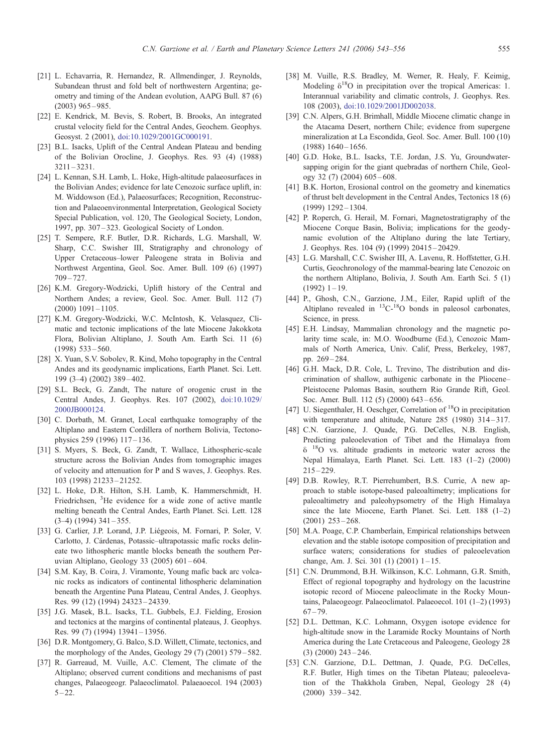[21] L. Echavarria, R. Hernandez, R. Allmendinger, J. Reynolds, Subandean thrust and fold belt of northwestern Argentina; geometry and timing of the Andean evolution, AAPG Bull. 87 (6) (2003) 965 – 985.

[22] E. Kendrick, M. Bevis, S. Robert, B. Brooks, An integrated crustal velocity field for the Central Andes, Geochem. Geophys. Geosyst. 2 (2001), doi:10.1029/2001GC000191.

[23] B.L. Isacks, Uplift of the Central Andean Plateau and bending of the Bolivian Orocline, J. Geophys. Res. 93 (4) (1988) 3211 – 3231.

[24] L. Kennan, S.H. Lamb, L. Hoke, High-altitude palaeosurfaces in the Bolivian Andes; evidence for late Cenozoic surface uplift, in: M. Widdowson (Ed.), Palaeosurfaces; Recognition, Reconstruction and Palaeoenvironmental Interpretation, Geological Society Special Publication, vol. 120, The Geological Society, London, 1997, pp. 307 – 323. Geological Society of London.

[25] T. Sempere, R.F. Butler, D.R. Richards, L.G. Marshall, W. Sharp, C.C. Swisher III, Stratigraphy and chronology of Upper Cretaceous–lower Paleogene strata in Bolivia and Northwest Argentina, Geol. Soc. Amer. Bull. 109 (6) (1997) 709 – 727.

[26] K.M. Gregory-Wodzicki, Uplift history of the Central and Northern Andes; a review, Geol. Soc. Amer. Bull. 112 (7) (2000) 1091 – 1105.

[27] K.M. Gregory-Wodzicki, W.C. McIntosh, K. Velasquez, Climatic and tectonic implications of the late Miocene Jakokkota Flora, Bolivian Altiplano, J. South Am. Earth Sci. 11 (6) (1998) 533 – 560.

[28] X. Yuan, S.V. Sobolev, R. Kind, Moho topography in the Central Andes and its geodynamic implications, Earth Planet. Sci. Lett. 199 (3–4) (2002) 389 – 402.

[29] S.L. Beck, G. Zandt, The nature of orogenic crust in the Central Andes, J. Geophys. Res. 107 (2002), doi:10.1029/2000JB000124.

[30] C. Dorbath, M. Granet, Local earthquake tomography of the Altiplano and Eastern Cordillera of northern Bolivia, Tectonophysics 259 (1996) 117 – 136.

[31] S. Myers, S. Beck, G. Zandt, T. Wallace, Lithospheric-scale structure across the Bolivian Andes from tomographic images of velocity and attenuation for P and S waves, J. Geophys. Res. 103 (1998) 21233 – 21252.

[32] L. Hoke, D.R. Hilton, S.H. Lamb, K. Hammerschmidt, H. Friedrichsen, $^{3}$He evidence for a wide zone of active mantle melting beneath the Central Andes, Earth Planet. Sci. Lett. 128 (3–4) (1994) 341 – 355.

[33] G. Carlier, J.P. Lorand, J.P. Liégeois, M. Fornari, P. Soler, V. Carlotto, J. Cárdenas, Potassic–ultrapotassic mafic rocks delineate two lithospheric mantle blocks beneath the southern Peruvian Altiplano, Geology 33 (2005) 601 – 604.

[34] S.M. Kay, B. Coira, J. Viramonte, Young mafic back arc volcanic rocks as indicators of continental lithospheric delamination beneath the Argentine Puna Plateau, Central Andes, J. Geophys. Res. 99 (12) (1994) 24323 – 24339.

[35] J.G. Masek, B.L. Isacks, T.L. Gubbels, E.J. Fielding, Erosion and tectonics at the margins of continental plateaus, J. Geophys. Res. 99 (7) (1994) 13941 – 13956.

[36] D.R. Montgomery, G. Balco, S.D. Willett, Climate, tectonics, and the morphology of the Andes, Geology 29 (7) (2001) 579 – 582.

[37] R. Garreaud, M. Vuille, A.C. Clement, The climate of the Altiplano; observed current conditions and mechanisms of past changes, Palaeogeogr. Palaeoclimatol. Palaeaoecol. 194 (2003) 5 – 22.

[38] M. Vuille, R.S. Bradley, M. Werner, R. Healy, F. Keimig, Modeling $\delta^{18}$O in precipitation over the tropical Americas: 1. Interannual variability and climatic controls, J. Geophys. Res. 108 (2003), doi:10.1029/2001JD002038.

[39] C.N. Alpers, G.H. Brimhall, Middle Miocene climatic change in the Atacama Desert, northern Chile; evidence from supergene mineralization at La Escondida, Geol. Soc. Amer. Bull. 100 (10) (1988) 1640 – 1656.

[40] G.D. Hoke, B.L. Isacks, T.E. Jordan, J.S. Yu, Groundwater-sapping origin for the giant quebradas of northern Chile, Geology 32 (7) (2004) 605 – 608.

[41] B.K. Horton, Erosional control on the geometry and kinematics of thrust belt development in the Central Andes, Tectonics 18 (6) (1999) 1292 – 1304.

[42] P. Roperch, G. Herail, M. Fornari, Magnetostratigraphy of the Miocene Corque Basin, Bolivia; implications for the geodynamic evolution of the Altiplano during the late Tertiary, J. Geophys. Res. 104 (9) (1999) 20415 – 20429.

[43] L.G. Marshall, C.C. Swisher III, A. Lavenu, R. Hoffstetter, G.H. Curtis, Geochronology of the mammal-bearing late Cenozoic on the northern Altiplano, Bolivia, J. South Am. Earth Sci. 5 (1) (1992) 1 – 19.

[44] P., Ghosh, C.N., Garzione, J.M., Eiler, Rapid uplift of the Altiplano revealed in $^{13}$C-$^{18}$O bonds in paleosol carbonates, Science, in press.

[45] E.H. Lindsay, Mammalian chronology and the magnetic polarity time scale, in: M.O. Woodburne (Ed.), Cenozoic Mammals of North America, Univ. Calif, Press, Berkeley, 1987, pp. 269 – 284.

[46] G.H. Mack, D.R. Cole, L. Trevino, The distribution and discrimination of shallow, authigenic carbonate in the Pliocene–Pleistocene Palomas Basin, southern Rio Grande Rift, Geol. Soc. Amer. Bull. 112 (5) (2000) 643 – 656.

[47] U. Siegenthaler, H. Oeschger, Correlation of $^{18}$O in precipitation with temperature and altitude, Nature 285 (1980) 314 – 317.

[48] C.N. Garzione, J. Quade, P.G. DeCelles, N.B. English, Predicting paleoelevation of Tibet and the Himalaya from $\delta^{18}$O vs. altitude gradients in meteoric water across the Nepal Himalaya, Earth Planet. Sci. Lett. 183 (1–2) (2000) 215 – 229.

[49] D.B. Rowley, R.T. Pierrehumbert, B.S. Currie, A new approach to stable isotope-based paleoaltimetry; implications for paleoaltimetry and paleohypsometry of the High Himalaya since the late Miocene, Earth Planet. Sci. Lett. 188 (1–2) (2001) 253 – 268.

[50] M.A. Poage, C.P. Chamberlain, Empirical relationships between elevation and the stable isotope composition of precipitation and surface waters; considerations for studies of paleoelevation change, Am. J. Sci. 301 (1) (2001) 1 – 15.

[51] C.N. Drummond, B.H. Wilkinson, K.C. Lohmann, G.R. Smith, Effect of regional topography and hydrology on the lacustrine isotopic record of Miocene paleoclimate in the Rocky Mountains, Palaeogeogr. Palaeoclimatol. Palaeoecol. 101 (1–2) (1993) 67 – 79.

[52] D.L. Dettman, K.C. Lohmann, Oxygen isotope evidence for high-altitude snow in the Laramide Rocky Mountains of North America during the Late Cretaceous and Paleogene, Geology 28 (3) (2000) 243 – 246.

[53] C.N. Garzione, D.L. Dettman, J. Quade, P.G. DeCelles, R.F. Butler, High times on the Tibetan Plateau; paleoelevation of the Thakkhola Graben, Nepal, Geology 28 (4) (2000) 339 – 342.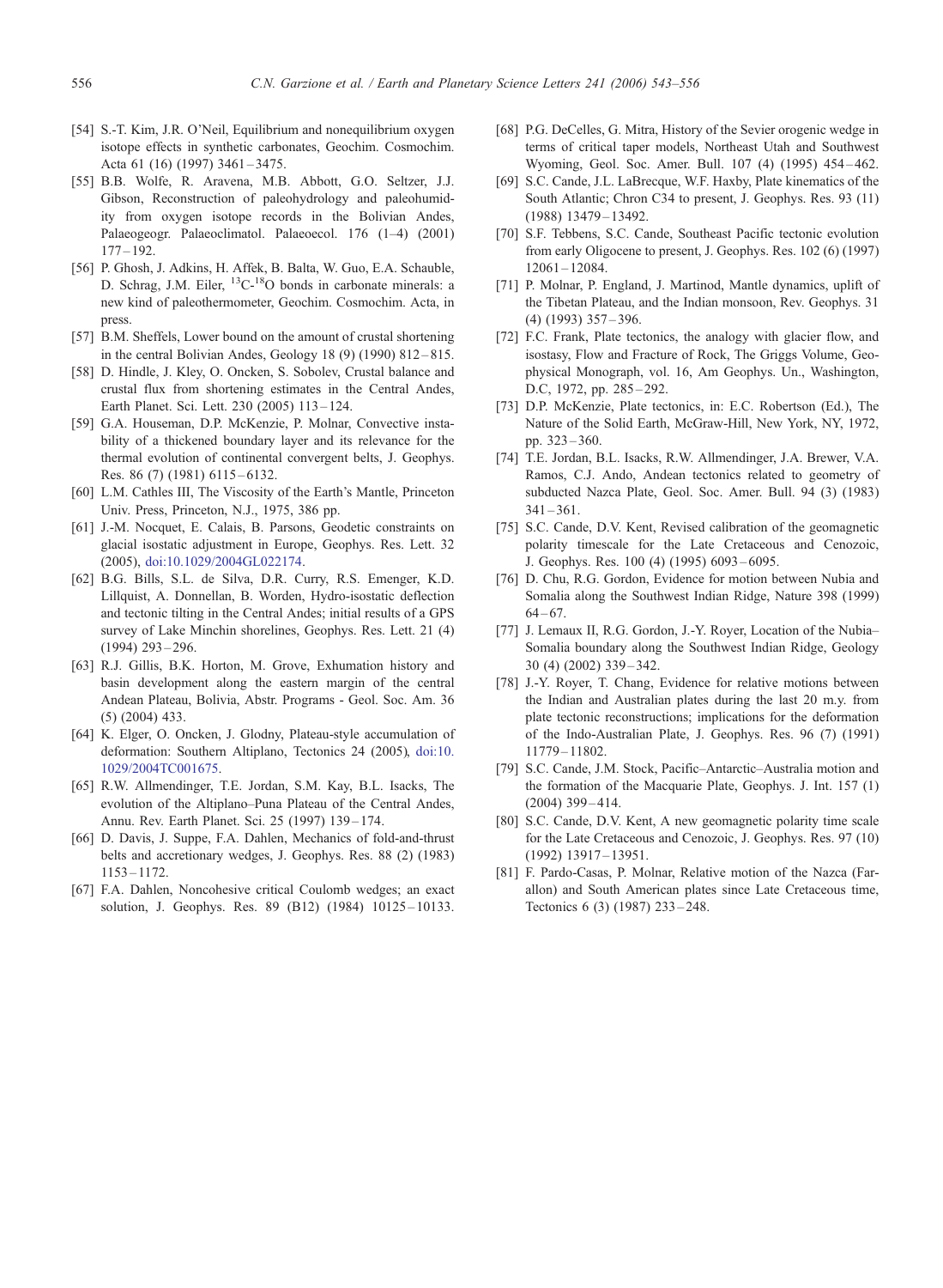[54] S.-T. Kim, J.R. O'Neil, Equilibrium and nonequilibrium oxygen isotope effects in synthetic carbonates, Geochim. Cosmochim. Acta 61 (16) (1997) 3461–3475.

[55] B.B. Wolfe, R. Aravena, M.B. Abbott, G.O. Seltzer, J.J. Gibson, Reconstruction of paleohydrology and paleohumidity from oxygen isotope records in the Bolivian Andes, Palaeogeogr. Palaeoclimatol. Palaeoecol. 176 (1–4) (2001) 177–192.

[56] P. Ghosh, J. Adkins, H. Affek, B. Balta, W. Guo, E.A. Schauble, D. Schrag, J.M. Eiler, $^{13}C$-$^{18}O$ bonds in carbonate minerals: a new kind of paleothermometer, Geochim. Cosmochim. Acta, in press.

[57] B.M. Sheffels, Lower bound on the amount of crustal shortening in the central Bolivian Andes, Geology 18 (9) (1990) 812–815.

[58] D. Hindle, J. Kley, O. Oncken, S. Sobolev, Crustal balance and crustal flux from shortening estimates in the Central Andes, Earth Planet. Sci. Lett. 230 (2005) 113–124.

[59] G.A. Houseman, D.P. McKenzie, P. Molnar, Convective instability of a thickened boundary layer and its relevance for the thermal evolution of continental convergent belts, J. Geophys. Res. 86 (7) (1981) 6115–6132.

[60] L.M. Cathles III, The Viscosity of the Earth's Mantle, Princeton Univ. Press, Princeton, N.J., 1975, 386 pp.

[61] J.-M. Nocquet, E. Calais, B. Parsons, Geodetic constraints on glacial isostatic adjustment in Europe, Geophys. Res. Lett. 32 (2005), doi:10.1029/2004GL022174.

[62] B.G. Bills, S.L. de Silva, D.R. Curry, R.S. Emenger, K.D. Lillquist, A. Donnellan, B. Worden, Hydro-isostatic deflection and tectonic tilting in the Central Andes; initial results of a GPS survey of Lake Minchin shorelines, Geophys. Res. Lett. 21 (4) (1994) 293–296.

[63] R.J. Gillis, B.K. Horton, M. Grove, Exhumation history and basin development along the eastern margin of the central Andean Plateau, Bolivia, Abstr. Programs - Geol. Soc. Am. 36 (5) (2004) 433.

[64] K. Elger, O. Oncken, J. Glodny, Plateau-style accumulation of deformation: Southern Altiplano, Tectonics 24 (2005), doi:10.1029/2004TC001675.

[65] R.W. Allmendinger, T.E. Jordan, S.M. Kay, B.L. Isacks, The evolution of the Altiplano–Puna Plateau of the Central Andes, Annu. Rev. Earth Planet. Sci. 25 (1997) 139–174.

[66] D. Davis, J. Suppe, F.A. Dahlen, Mechanics of fold-and-thrust belts and accretionary wedges, J. Geophys. Res. 88 (2) (1983) 1153–1172.

[67] F.A. Dahlen, Noncohesive critical Coulomb wedges; an exact solution, J. Geophys. Res. 89 (B12) (1984) 10125–10133.

[68] P.G. DeCelles, G. Mitra, History of the Sevier orogenic wedge in terms of critical taper models, Northeast Utah and Southwest Wyoming, Geol. Soc. Amer. Bull. 107 (4) (1995) 454–462.

[69] S.C. Cande, J.L. LaBrecque, W.F. Haxby, Plate kinematics of the South Atlantic; Chron C34 to present, J. Geophys. Res. 93 (11) (1988) 13479–13492.

[70] S.F. Tebbens, S.C. Cande, Southeast Pacific tectonic evolution from early Oligocene to present, J. Geophys. Res. 102 (6) (1997) 12061–12084.

[71] P. Molnar, P. England, J. Martinod, Mantle dynamics, uplift of the Tibetan Plateau, and the Indian monsoon, Rev. Geophys. 31 (4) (1993) 357–396.

[72] F.C. Frank, Plate tectonics, the analogy with glacier flow, and isostasy, Flow and Fracture of Rock, The Griggs Volume, Geophysical Monograph, vol. 16, Am Geophys. Un., Washington, D.C, 1972, pp. 285–292.

[73] D.P. McKenzie, Plate tectonics, in: E.C. Robertson (Ed.), The Nature of the Solid Earth, McGraw-Hill, New York, NY, 1972, pp. 323–360.

[74] T.E. Jordan, B.L. Isacks, R.W. Allmendinger, J.A. Brewer, V.A. Ramos, C.J. Ando, Andean tectonics related to geometry of subducted Nazca Plate, Geol. Soc. Amer. Bull. 94 (3) (1983) 341–361.

[75] S.C. Cande, D.V. Kent, Revised calibration of the geomagnetic polarity timescale for the Late Cretaceous and Cenozoic, J. Geophys. Res. 100 (4) (1995) 6093–6095.

[76] D. Chu, R.G. Gordon, Evidence for motion between Nubia and Somalia along the Southwest Indian Ridge, Nature 398 (1999) 64–67.

[77] J. Lemaux II, R.G. Gordon, J.-Y. Royer, Location of the Nubia–Somalia boundary along the Southwest Indian Ridge, Geology 30 (4) (2002) 339–342.

[78] J.-Y. Royer, T. Chang, Evidence for relative motions between the Indian and Australian plates during the last 20 m.y. from plate tectonic reconstructions; implications for the deformation of the Indo-Australian Plate, J. Geophys. Res. 96 (7) (1991) 11779–11802.

[79] S.C. Cande, J.M. Stock, Pacific–Antarctic–Australia motion and the formation of the Macquarie Plate, Geophys. J. Int. 157 (1) (2004) 399–414.

[80] S.C. Cande, D.V. Kent, A new geomagnetic polarity time scale for the Late Cretaceous and Cenozoic, J. Geophys. Res. 97 (10) (1992) 13917–13951.

[81] F. Pardo-Casas, P. Molnar, Relative motion of the Nazca (Farallon) and South American plates since Late Cretaceous time, Tectonics 6 (3) (1987) 233–248.